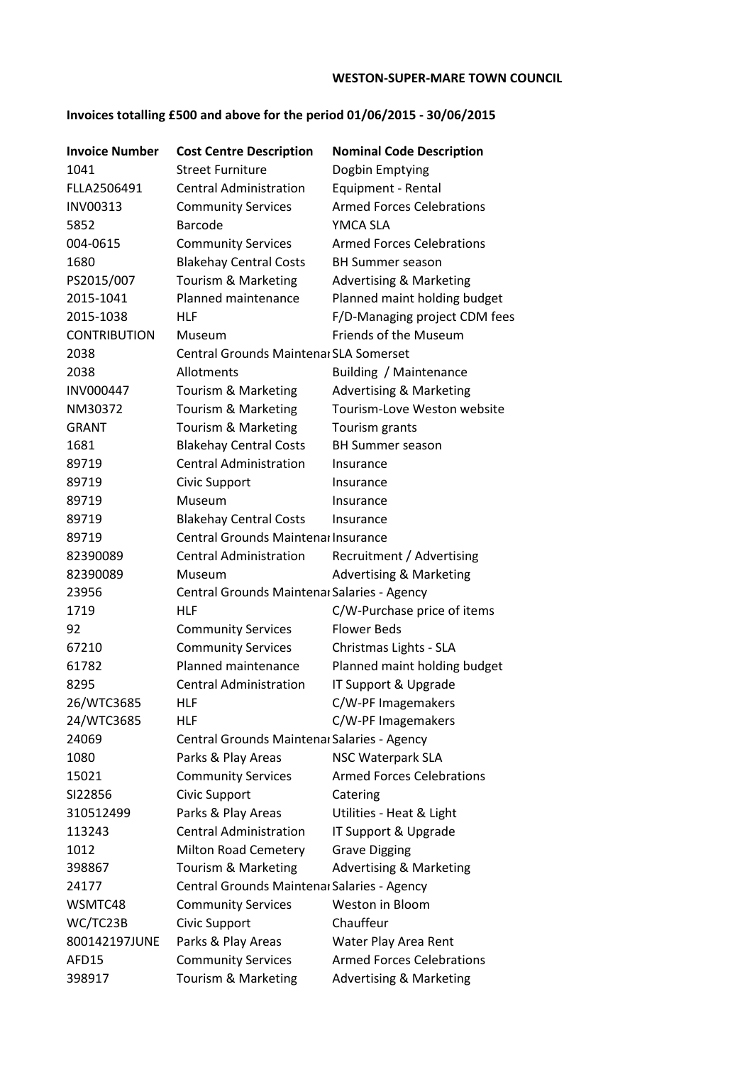**WESTON-SUPER-MARE TOWN COUNCIL**

**Invoices totalling £500 and above for the period 01/06/2015 - 30/06/2015**

| Invoice Number | Cost Centre Description | Nominal Code Description |
|---|---|---|
| 1041 | Street Furniture | Dogbin Emptying |
| FLLA2506491 | Central Administration | Equipment - Rental |
| INV00313 | Community Services | Armed Forces Celebrations |
| 5852 | Barcode | YMCA SLA |
| 004-0615 | Community Services | Armed Forces Celebrations |
| 1680 | Blakehay Central Costs | BH Summer season |
| PS2015/007 | Tourism & Marketing | Advertising & Marketing |
| 2015-1041 | Planned maintenance | Planned maint holding budget |
| 2015-1038 | HLF | F/D-Managing project CDM fees |
| CONTRIBUTION | Museum | Friends of the Museum |
| 2038 | Central Grounds Maintenar | SLA Somerset |
| 2038 | Allotments | Building / Maintenance |
| INV000447 | Tourism & Marketing | Advertising & Marketing |
| NM30372 | Tourism & Marketing | Tourism-Love Weston website |
| GRANT | Tourism & Marketing | Tourism grants |
| 1681 | Blakehay Central Costs | BH Summer season |
| 89719 | Central Administration | Insurance |
| 89719 | Civic Support | Insurance |
| 89719 | Museum | Insurance |
| 89719 | Blakehay Central Costs | Insurance |
| 89719 | Central Grounds Maintenar | Insurance |
| 82390089 | Central Administration | Recruitment / Advertising |
| 82390089 | Museum | Advertising & Marketing |
| 23956 | Central Grounds Maintenar | Salaries - Agency |
| 1719 | HLF | C/W-Purchase price of items |
| 92 | Community Services | Flower Beds |
| 67210 | Community Services | Christmas Lights - SLA |
| 61782 | Planned maintenance | Planned maint holding budget |
| 8295 | Central Administration | IT Support & Upgrade |
| 26/WTC3685 | HLF | C/W-PF Imagemakers |
| 24/WTC3685 | HLF | C/W-PF Imagemakers |
| 24069 | Central Grounds Maintenar | Salaries - Agency |
| 1080 | Parks & Play Areas | NSC Waterpark SLA |
| 15021 | Community Services | Armed Forces Celebrations |
| SI22856 | Civic Support | Catering |
| 310512499 | Parks & Play Areas | Utilities - Heat & Light |
| 113243 | Central Administration | IT Support & Upgrade |
| 1012 | Milton Road Cemetery | Grave Digging |
| 398867 | Tourism & Marketing | Advertising & Marketing |
| 24177 | Central Grounds Maintenar | Salaries - Agency |
| WSMTC48 | Community Services | Weston in Bloom |
| WC/TC23B | Civic Support | Chauffeur |
| 800142197JUNE | Parks & Play Areas | Water Play Area Rent |
| AFD15 | Community Services | Armed Forces Celebrations |
| 398917 | Tourism & Marketing | Advertising & Marketing |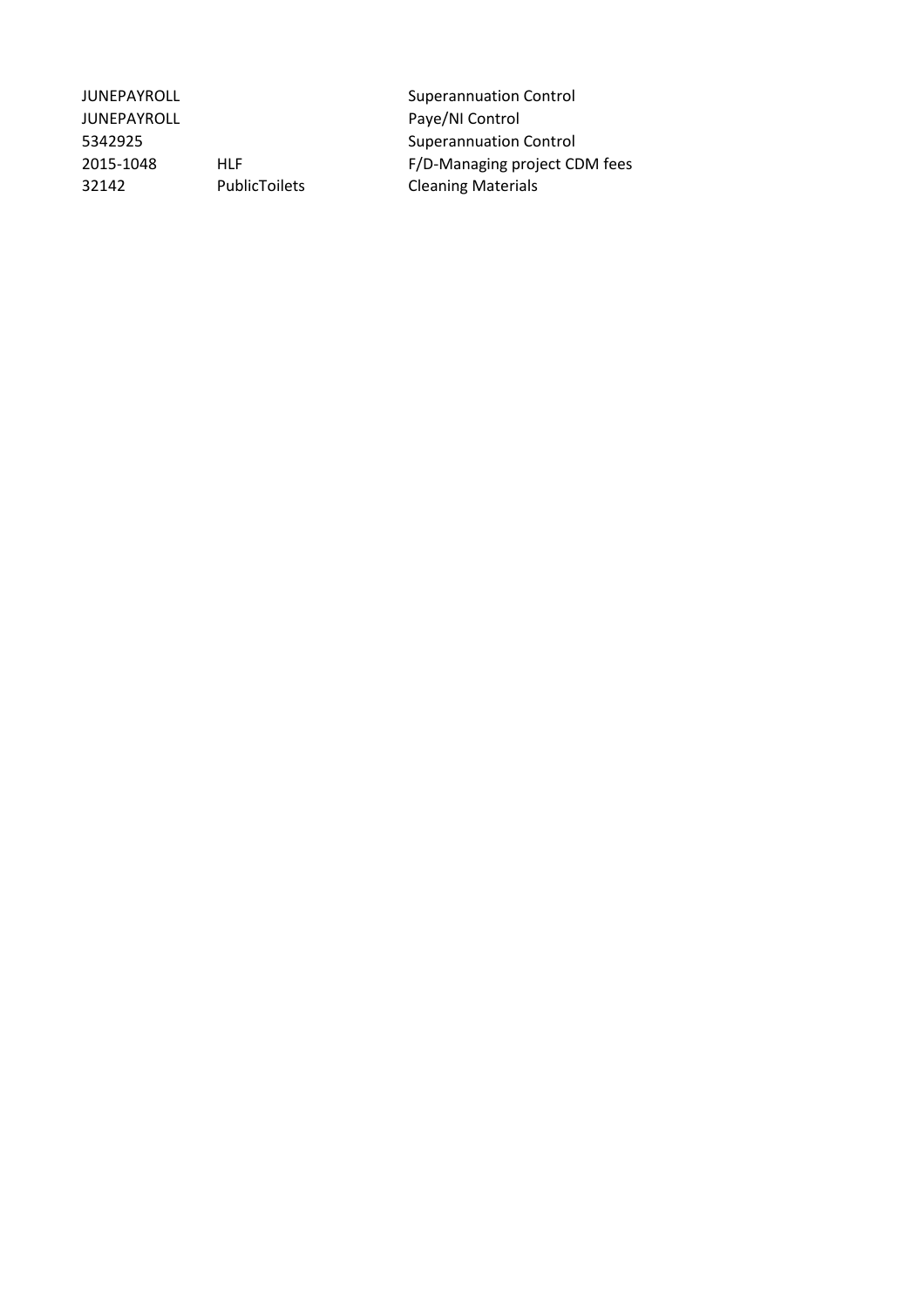| | | |
|---|---|---|
| JUNEPAYROLL | | Superannuation Control |
| JUNEPAYROLL | | Paye/NI Control |
| 5342925 | | Superannuation Control |
| 2015-1048 | HLF | F/D-Managing project CDM fees |
| 32142 | PublicToilets | Cleaning Materials |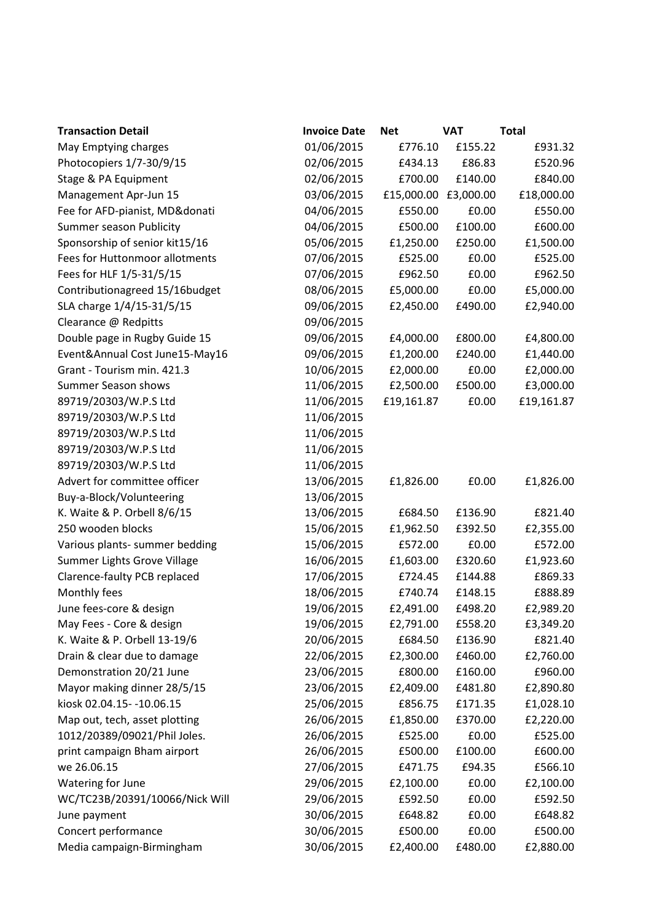| Transaction Detail | Invoice Date | Net | VAT | Total |
|---|---|---|---|---|
| May Emptying charges | 01/06/2015 | £776.10 | £155.22 | £931.32 |
| Photocopiers 1/7-30/9/15 | 02/06/2015 | £434.13 | £86.83 | £520.96 |
| Stage & PA Equipment | 02/06/2015 | £700.00 | £140.00 | £840.00 |
| Management Apr-Jun 15 | 03/06/2015 | £15,000.00 | £3,000.00 | £18,000.00 |
| Fee for AFD-pianist, MD&donati | 04/06/2015 | £550.00 | £0.00 | £550.00 |
| Summer season Publicity | 04/06/2015 | £500.00 | £100.00 | £600.00 |
| Sponsorship of senior kit15/16 | 05/06/2015 | £1,250.00 | £250.00 | £1,500.00 |
| Fees for Huttonmoor allotments | 07/06/2015 | £525.00 | £0.00 | £525.00 |
| Fees for HLF 1/5-31/5/15 | 07/06/2015 | £962.50 | £0.00 | £962.50 |
| Contributionagreed 15/16budget | 08/06/2015 | £5,000.00 | £0.00 | £5,000.00 |
| SLA charge 1/4/15-31/5/15 | 09/06/2015 | £2,450.00 | £490.00 | £2,940.00 |
| Clearance @ Redpitts | 09/06/2015 | | | |
| Double page in Rugby Guide 15 | 09/06/2015 | £4,000.00 | £800.00 | £4,800.00 |
| Event&Annual Cost June15-May16 | 09/06/2015 | £1,200.00 | £240.00 | £1,440.00 |
| Grant - Tourism min. 421.3 | 10/06/2015 | £2,000.00 | £0.00 | £2,000.00 |
| Summer Season shows | 11/06/2015 | £2,500.00 | £500.00 | £3,000.00 |
| 89719/20303/W.P.S Ltd | 11/06/2015 | £19,161.87 | £0.00 | £19,161.87 |
| 89719/20303/W.P.S Ltd | 11/06/2015 | | | |
| 89719/20303/W.P.S Ltd | 11/06/2015 | | | |
| 89719/20303/W.P.S Ltd | 11/06/2015 | | | |
| 89719/20303/W.P.S Ltd | 11/06/2015 | | | |
| Advert for committee officer | 13/06/2015 | £1,826.00 | £0.00 | £1,826.00 |
| Buy-a-Block/Volunteering | 13/06/2015 | | | |
| K. Waite & P. Orbell 8/6/15 | 13/06/2015 | £684.50 | £136.90 | £821.40 |
| 250 wooden blocks | 15/06/2015 | £1,962.50 | £392.50 | £2,355.00 |
| Various plants- summer bedding | 15/06/2015 | £572.00 | £0.00 | £572.00 |
| Summer Lights Grove Village | 16/06/2015 | £1,603.00 | £320.60 | £1,923.60 |
| Clarence-faulty PCB replaced | 17/06/2015 | £724.45 | £144.88 | £869.33 |
| Monthly fees | 18/06/2015 | £740.74 | £148.15 | £888.89 |
| June fees-core & design | 19/06/2015 | £2,491.00 | £498.20 | £2,989.20 |
| May Fees - Core & design | 19/06/2015 | £2,791.00 | £558.20 | £3,349.20 |
| K. Waite & P. Orbell 13-19/6 | 20/06/2015 | £684.50 | £136.90 | £821.40 |
| Drain & clear due to damage | 22/06/2015 | £2,300.00 | £460.00 | £2,760.00 |
| Demonstration 20/21 June | 23/06/2015 | £800.00 | £160.00 | £960.00 |
| Mayor making dinner 28/5/15 | 23/06/2015 | £2,409.00 | £481.80 | £2,890.80 |
| kiosk 02.04.15- -10.06.15 | 25/06/2015 | £856.75 | £171.35 | £1,028.10 |
| Map out, tech, asset plotting | 26/06/2015 | £1,850.00 | £370.00 | £2,220.00 |
| 1012/20389/09021/Phil Joles. | 26/06/2015 | £525.00 | £0.00 | £525.00 |
| print campaign Bham airport | 26/06/2015 | £500.00 | £100.00 | £600.00 |
| we 26.06.15 | 27/06/2015 | £471.75 | £94.35 | £566.10 |
| Watering for June | 29/06/2015 | £2,100.00 | £0.00 | £2,100.00 |
| WC/TC23B/20391/10066/Nick Will | 29/06/2015 | £592.50 | £0.00 | £592.50 |
| June payment | 30/06/2015 | £648.82 | £0.00 | £648.82 |
| Concert performance | 30/06/2015 | £500.00 | £0.00 | £500.00 |
| Media campaign-Birmingham | 30/06/2015 | £2,400.00 | £480.00 | £2,880.00 |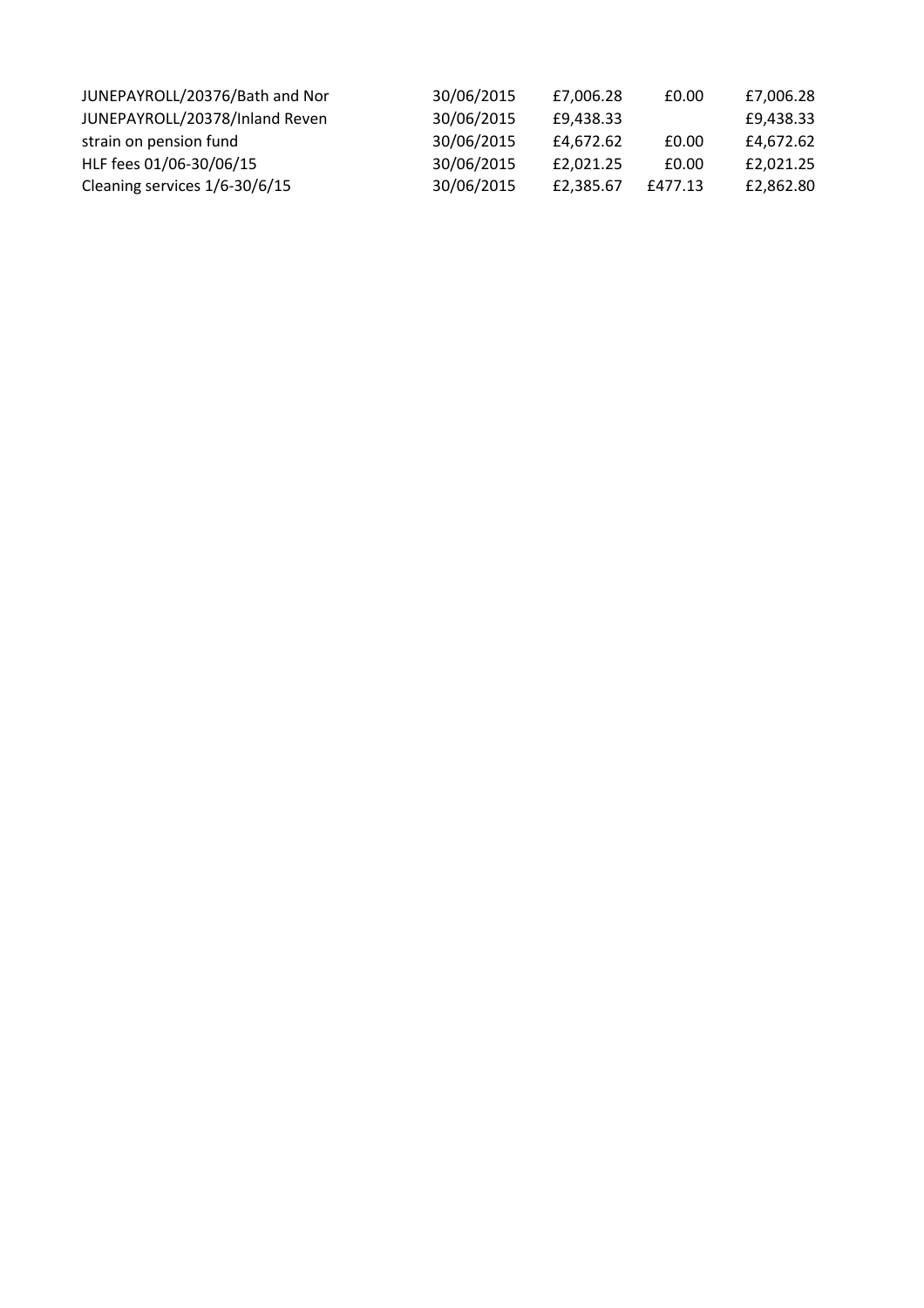| | | | | |
|---|---|---|---|---|
| JUNEPAYROLL/20376/Bath and Nor | 30/06/2015 | £7,006.28 | £0.00 | £7,006.28 |
| JUNEPAYROLL/20378/Inland Reven | 30/06/2015 | £9,438.33 | | £9,438.33 |
| strain on pension fund | 30/06/2015 | £4,672.62 | £0.00 | £4,672.62 |
| HLF fees 01/06-30/06/15 | 30/06/2015 | £2,021.25 | £0.00 | £2,021.25 |
| Cleaning services 1/6-30/6/15 | 30/06/2015 | £2,385.67 | £477.13 | £2,862.80 |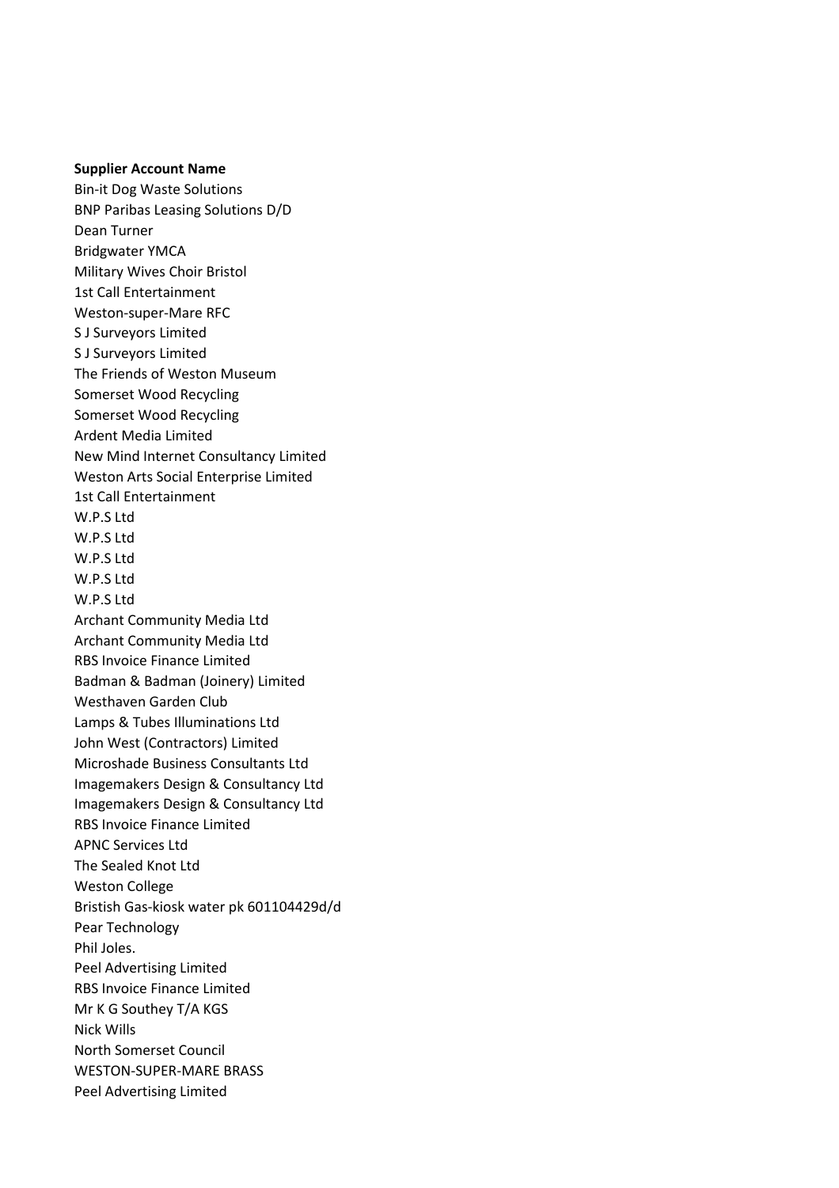**Supplier Account Name**

Bin-it Dog Waste Solutions
BNP Paribas Leasing Solutions D/D
Dean Turner
Bridgwater YMCA
Military Wives Choir Bristol
1st Call Entertainment
Weston-super-Mare RFC
S J Surveyors Limited
S J Surveyors Limited
The Friends of Weston Museum
Somerset Wood Recycling
Somerset Wood Recycling
Ardent Media Limited
New Mind Internet Consultancy Limited
Weston Arts Social Enterprise Limited
1st Call Entertainment
W.P.S Ltd
W.P.S Ltd
W.P.S Ltd
W.P.S Ltd
W.P.S Ltd
Archant Community Media Ltd
Archant Community Media Ltd
RBS Invoice Finance Limited
Badman & Badman (Joinery) Limited
Westhaven Garden Club
Lamps & Tubes Illuminations Ltd
John West (Contractors) Limited
Microshade Business Consultants Ltd
Imagemakers Design & Consultancy Ltd
Imagemakers Design & Consultancy Ltd
RBS Invoice Finance Limited
APNC Services Ltd
The Sealed Knot Ltd
Weston College
Bristish Gas-kiosk water pk 601104429d/d
Pear Technology
Phil Joles.
Peel Advertising Limited
RBS Invoice Finance Limited
Mr K G Southey T/A KGS
Nick Wills
North Somerset Council
WESTON-SUPER-MARE BRASS
Peel Advertising Limited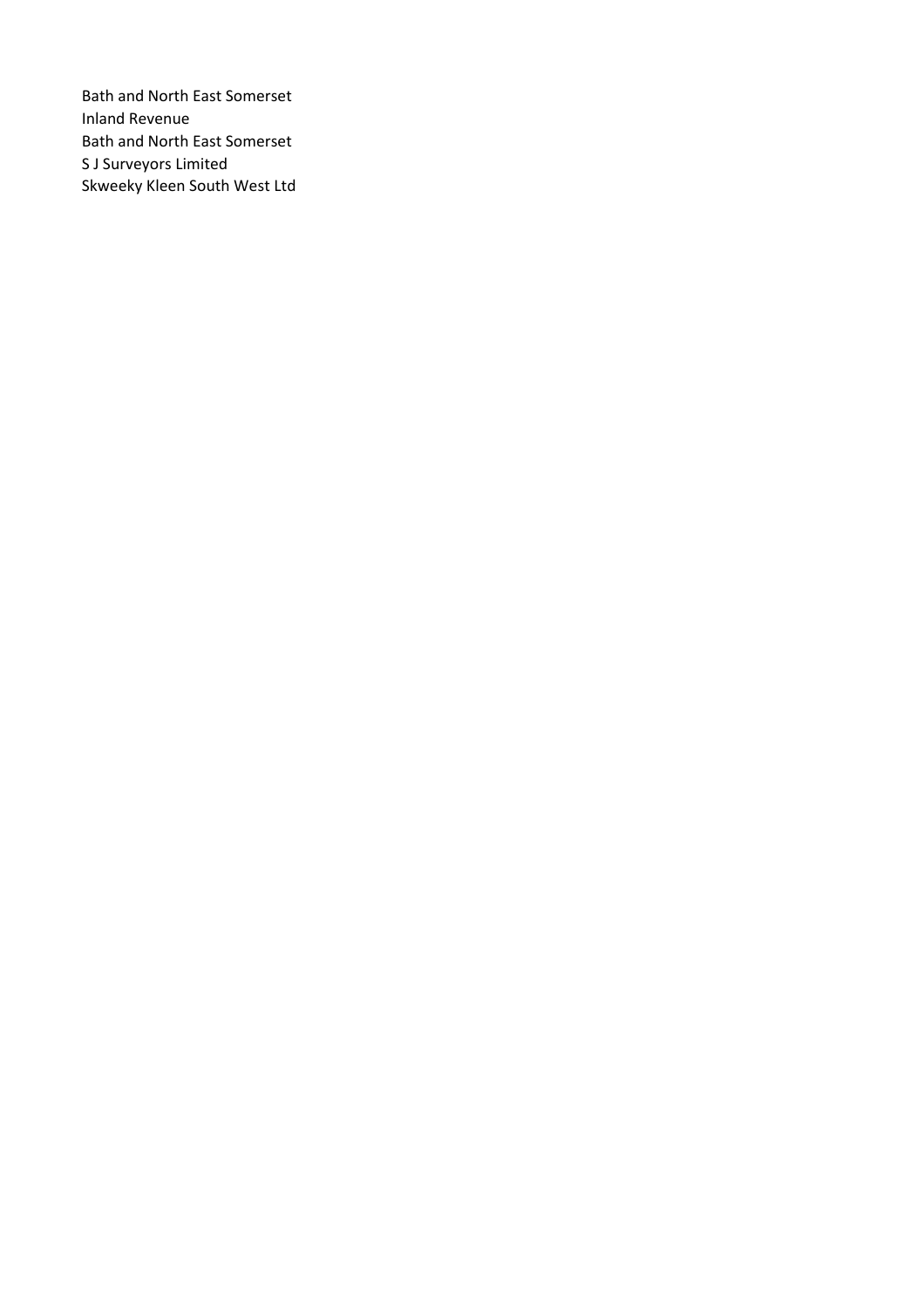Bath and North East Somerset
Inland Revenue
Bath and North East Somerset
S J Surveyors Limited
Skweeky Kleen South West Ltd